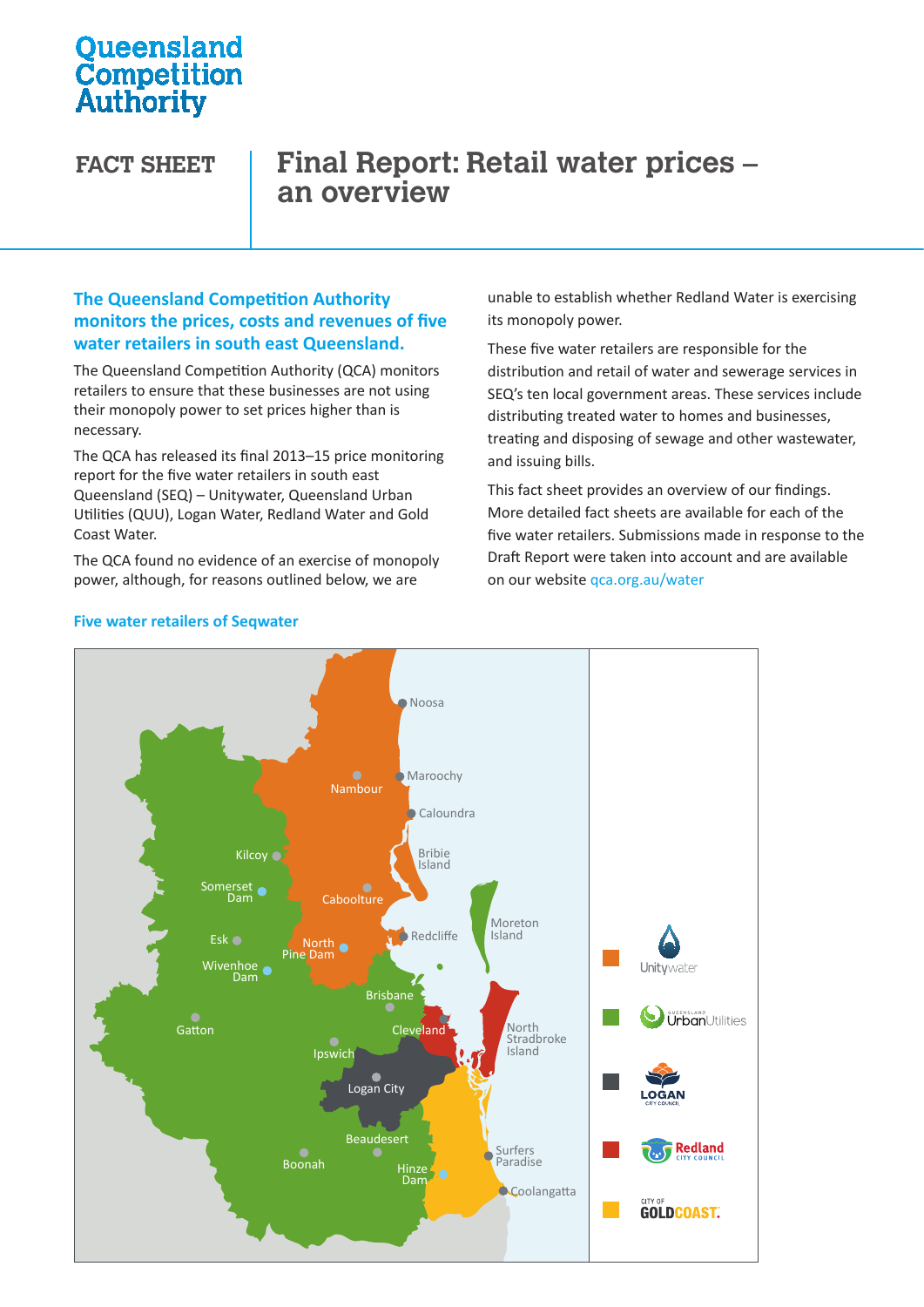Queensland Competition Authority

# FACT SHEET | Final Report: Retail water prices – an overview

**The Queensland Competition Authority monitors the prices, costs and revenues of five water retailers in south east Queensland.**

The Queensland Competition Authority (QCA) monitors retailers to ensure that these businesses are not using their monopoly power to set prices higher than is necessary.

The QCA has released its final 2013–15 price monitoring report for the five water retailers in south east Queensland (SEQ) – Unitywater, Queensland Urban Utilities (QUU), Logan Water, Redland Water and Gold Coast Water.

The QCA found no evidence of an exercise of monopoly power, although, for reasons outlined below, we are unable to establish whether Redland Water is exercising its monopoly power.

These five water retailers are responsible for the distribution and retail of water and sewerage services in SEQ's ten local government areas. These services include distributing treated water to homes and businesses, treating and disposing of sewage and other wastewater, and issuing bills.

This fact sheet provides an overview of our findings. More detailed fact sheets are available for each of the five water retailers. Submissions made in response to the Draft Report were taken into account and are available on our website qca.org.au/water

**Five water retailers of Seqwater**

Map legend: Unitywater; Queensland Urban Utilities; Logan City Council; Redland City Council; City of Gold Coast

Map labels: Noosa, Maroochy, Nambour, Caloundra, Bribie Island, Kilcoy, Somerset Dam, Caboolture, Moreton Island, Esk, North Pine Dam, Redcliffe, Wivenhoe Dam, Brisbane, Gatton, Cleveland, North Stradbroke Island, Ipswich, Logan City, Beaudesert, Surfers Paradise, Boonah, Hinze Dam, Coolangatta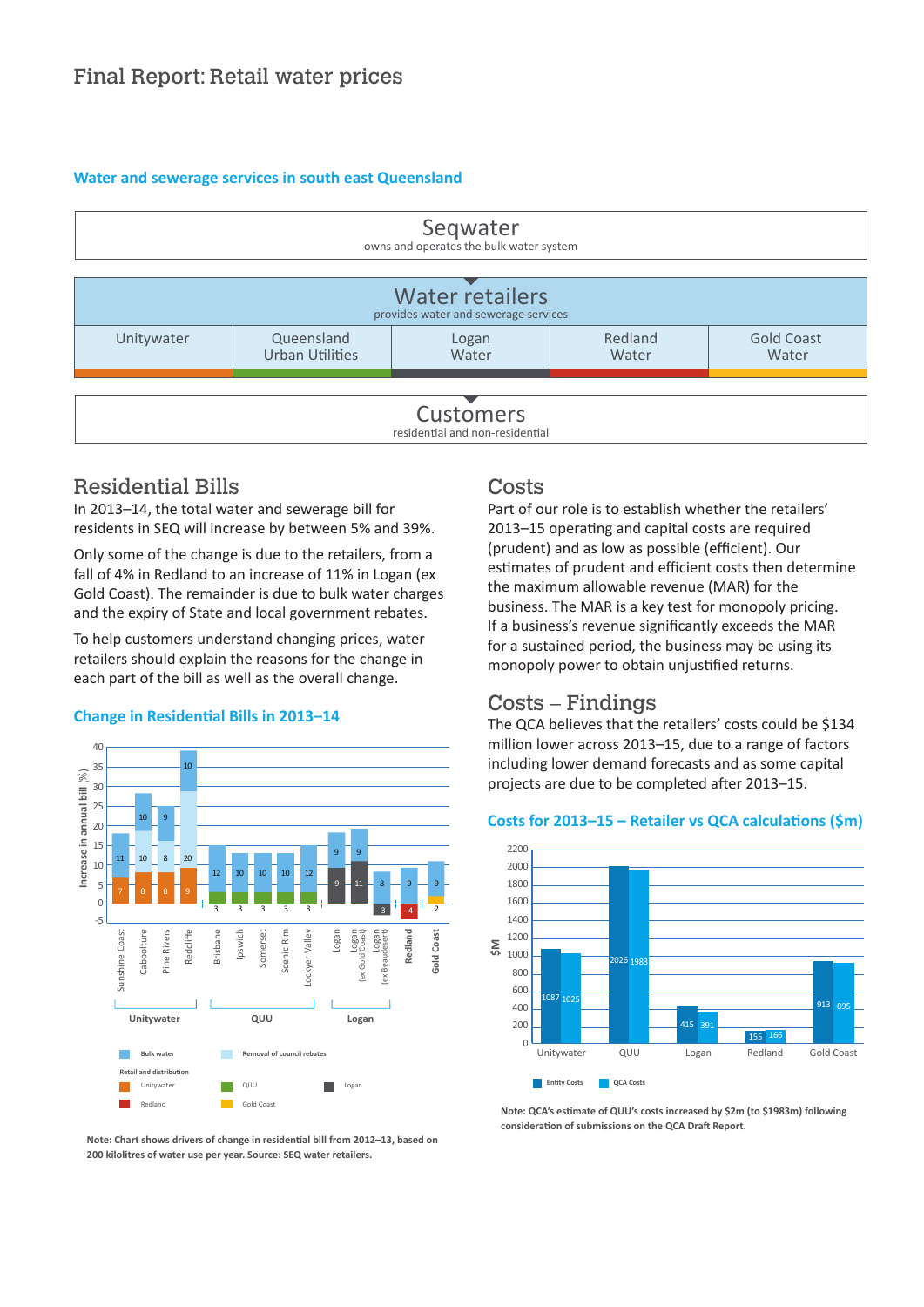# Final Report: Retail water prices

**Water and sewerage services in south east Queensland**

| Seqwater |
|---|
| owns and operates the bulk water system |

| Water retailers | | | | |
|---|---|---|---|---|
| provides water and sewerage services | | | | |
| Unitywater | Queensland Urban Utilities | Logan Water | Redland Water | Gold Coast Water |

| Customers |
|---|
| residential and non-residential |

## Residential Bills

In 2013–14, the total water and sewerage bill for residents in SEQ will increase by between 5% and 39%.

Only some of the change is due to the retailers, from a fall of 4% in Redland to an increase of 11% in Logan (ex Gold Coast). The remainder is due to bulk water charges and the expiry of State and local government rebates.

To help customers understand changing prices, water retailers should explain the reasons for the change in each part of the bill as well as the overall change.

**Change in Residential Bills in 2013–14**

Increase in annual bill (%)

| Retailer | Area | Retail and distribution | Removal of council rebates | Bulk water |
|---|---|---|---|---|
| Unitywater | Sunshine Coast | 7 | | 11 |
| Unitywater | Caboolture | 8 | 10 | 10 |
| Unitywater | Pine Rivers | 8 | 8 | 9 |
| Unitywater | Redcliffe | 9 | 20 | 10 |
| QUU | Brisbane | 3 | | 12 |
| QUU | Ipswich | 3 | | 10 |
| QUU | Somerset | 3 | | 10 |
| QUU | Scenic Rim | 3 | | 10 |
| QUU | Lockyer Valley | 3 | | 12 |
| Logan | Logan | 9 | | 9 |
| Logan | Logan (ex Gold Coast) | 11 | | 9 |
| Logan | Logan (ex Beaudesert) | -3 | | 8 |
| | Redland | -4 | | 9 |
| | Gold Coast | 2 | | 9 |

Legend: Bulk water; Removal of council rebates; Retail and distribution: Unitywater, QUU, Logan, Redland, Gold Coast

Note: Chart shows drivers of change in residential bill from 2012–13, based on 200 kilolitres of water use per year. Source: SEQ water retailers.

## Costs

Part of our role is to establish whether the retailers' 2013–15 operating and capital costs are required (prudent) and as low as possible (efficient). Our estimates of prudent and efficient costs then determine the maximum allowable revenue (MAR) for the business. The MAR is a key test for monopoly pricing. If a business's revenue significantly exceeds the MAR for a sustained period, the business may be using its monopoly power to obtain unjustified returns.

## Costs – Findings

The QCA believes that the retailers' costs could be $134 million lower across 2013–15, due to a range of factors including lower demand forecasts and as some capital projects are due to be completed after 2013–15.

**Costs for 2013–15 – Retailer vs QCA calculations ($m)**

| $M | Entity Costs | QCA Costs |
|---|---|---|
| Unitywater | 1087 | 1025 |
| QUU | 2026 | 1983 |
| Logan | 415 | 391 |
| Redland | 155 | 166 |
| Gold Coast | 913 | 895 |

Note: QCA's estimate of QUU's costs increased by $2m (to $1983m) following consideration of submissions on the QCA Draft Report.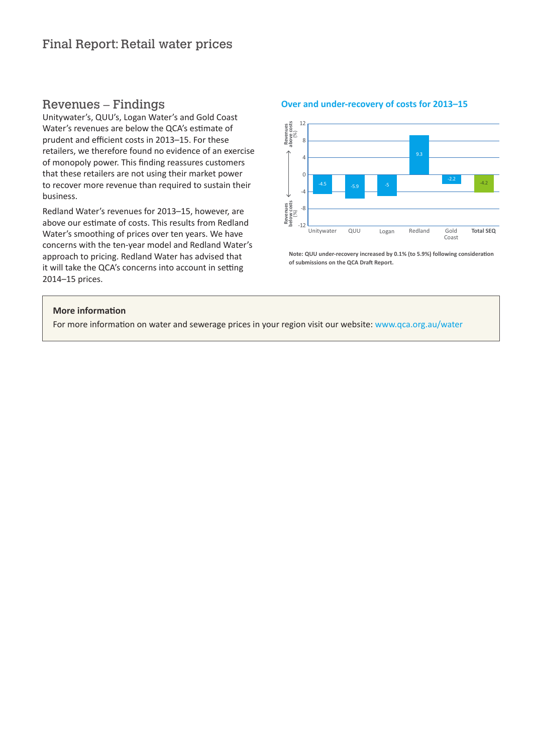## Revenues – Findings

Unitywater's, QUU's, Logan Water's and Gold Coast Water's revenues are below the QCA's estimate of prudent and efficient costs in 2013–15. For these retailers, we therefore found no evidence of an exercise of monopoly power. This finding reassures customers that these retailers are not using their market power to recover more revenue than required to sustain their business.

Redland Water's revenues for 2013–15, however, are above our estimate of costs. This results from Redland Water's smoothing of prices over ten years. We have concerns with the ten-year model and Redland Water's approach to pricing. Redland Water has advised that it will take the QCA's concerns into account in setting 2014–15 prices.

### Over and under-recovery of costs for 2013–15

Revenues above costs (%)

Revenues below costs (%)

12
8
4
0
-4
-8
-12

-4.5
-5.9
-5
9.3
-2.2
-4.2

Unitywater
QUU
Logan
Redland
Gold Coast
**Total SEQ**

**Note: QUU under-recovery increased by 0.1% (to 5.9%) following consideration of submissions on the QCA Draft Report.**

**More information**

For more information on water and sewerage prices in your region visit our website: www.qca.org.au/water